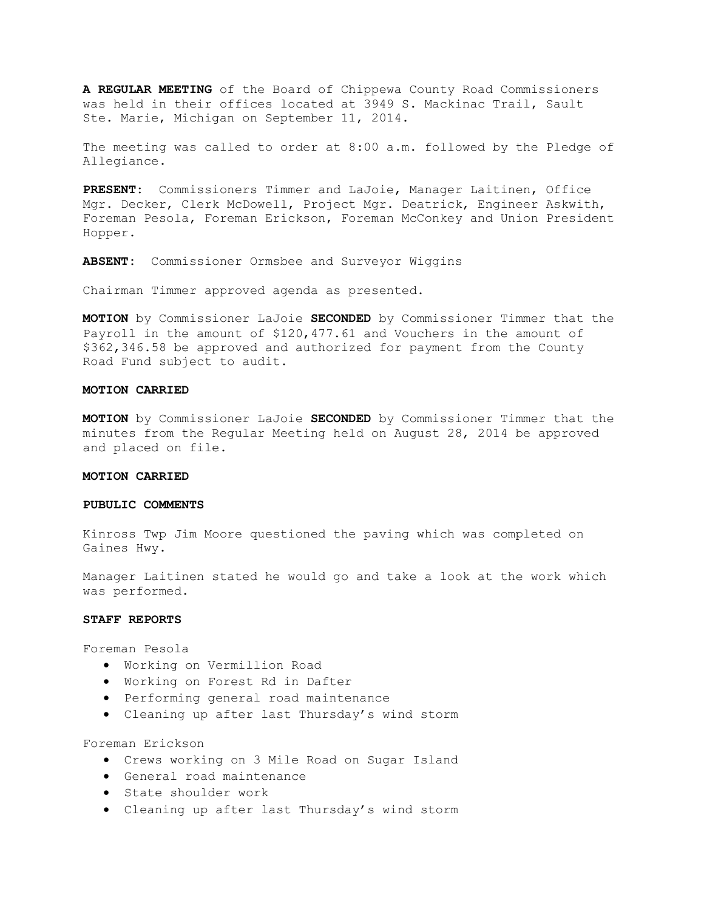**A REGULAR MEETING** of the Board of Chippewa County Road Commissioners was held in their offices located at 3949 S. Mackinac Trail, Sault Ste. Marie, Michigan on September 11, 2014.

The meeting was called to order at 8:00 a.m. followed by the Pledge of Allegiance.

**PRESENT:** Commissioners Timmer and LaJoie, Manager Laitinen, Office Mgr. Decker, Clerk McDowell, Project Mgr. Deatrick, Engineer Askwith, Foreman Pesola, Foreman Erickson, Foreman McConkey and Union President Hopper.

**ABSENT:** Commissioner Ormsbee and Surveyor Wiggins

Chairman Timmer approved agenda as presented.

**MOTION** by Commissioner LaJoie **SECONDED** by Commissioner Timmer that the Payroll in the amount of $120,477.61 and Vouchers in the amount of $362,346.58 be approved and authorized for payment from the County Road Fund subject to audit.

**MOTION CARRIED**

**MOTION** by Commissioner LaJoie **SECONDED** by Commissioner Timmer that the minutes from the Regular Meeting held on August 28, 2014 be approved and placed on file.

**MOTION CARRIED**

**PUBULIC COMMENTS**

Kinross Twp Jim Moore questioned the paving which was completed on Gaines Hwy.

Manager Laitinen stated he would go and take a look at the work which was performed.

**STAFF REPORTS**

Foreman Pesola

- Working on Vermillion Road
- Working on Forest Rd in Dafter
- Performing general road maintenance
- Cleaning up after last Thursday's wind storm

Foreman Erickson

- Crews working on 3 Mile Road on Sugar Island
- General road maintenance
- State shoulder work
- Cleaning up after last Thursday's wind storm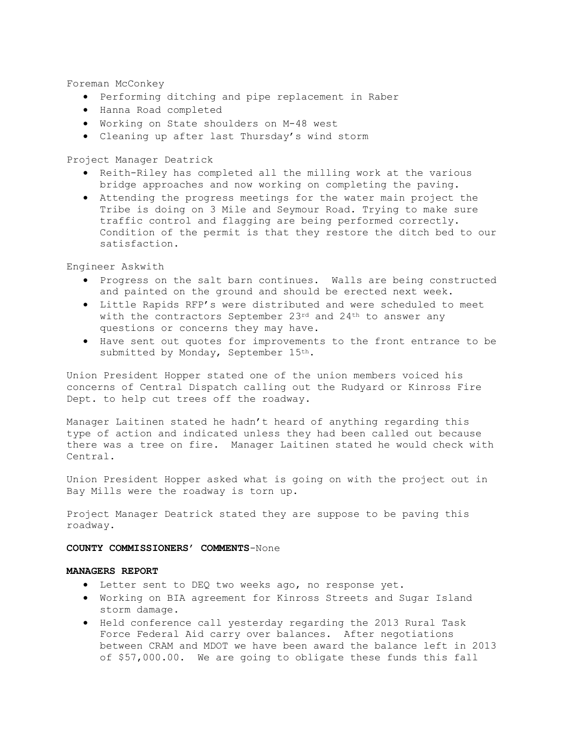Foreman McConkey

- Performing ditching and pipe replacement in Raber
- Hanna Road completed
- Working on State shoulders on M-48 west
- Cleaning up after last Thursday's wind storm

Project Manager Deatrick

- Reith-Riley has completed all the milling work at the various bridge approaches and now working on completing the paving.
- Attending the progress meetings for the water main project the Tribe is doing on 3 Mile and Seymour Road. Trying to make sure traffic control and flagging are being performed correctly. Condition of the permit is that they restore the ditch bed to our satisfaction.

Engineer Askwith

- Progress on the salt barn continues. Walls are being constructed and painted on the ground and should be erected next week.
- Little Rapids RFP's were distributed and were scheduled to meet with the contractors September 23rd and 24th to answer any questions or concerns they may have.
- Have sent out quotes for improvements to the front entrance to be submitted by Monday, September 15th.

Union President Hopper stated one of the union members voiced his concerns of Central Dispatch calling out the Rudyard or Kinross Fire Dept. to help cut trees off the roadway.

Manager Laitinen stated he hadn't heard of anything regarding this type of action and indicated unless they had been called out because there was a tree on fire. Manager Laitinen stated he would check with Central.

Union President Hopper asked what is going on with the project out in Bay Mills were the roadway is torn up.

Project Manager Deatrick stated they are suppose to be paving this roadway.

**COUNTY COMMISSIONERS' COMMENTS**-None

**MANAGERS REPORT**

- Letter sent to DEQ two weeks ago, no response yet.
- Working on BIA agreement for Kinross Streets and Sugar Island storm damage.
- Held conference call yesterday regarding the 2013 Rural Task Force Federal Aid carry over balances. After negotiations between CRAM and MDOT we have been award the balance left in 2013 of $57,000.00. We are going to obligate these funds this fall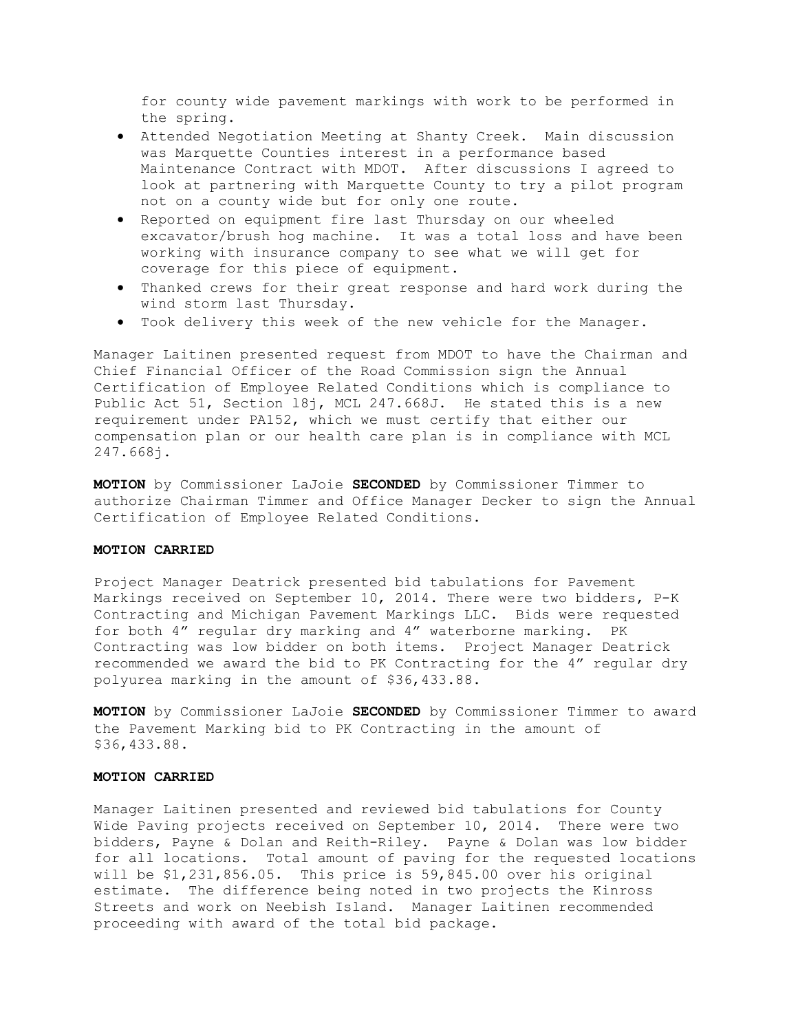for county wide pavement markings with work to be performed in the spring.

- Attended Negotiation Meeting at Shanty Creek. Main discussion was Marquette Counties interest in a performance based Maintenance Contract with MDOT. After discussions I agreed to look at partnering with Marquette County to try a pilot program not on a county wide but for only one route.
- Reported on equipment fire last Thursday on our wheeled excavator/brush hog machine. It was a total loss and have been working with insurance company to see what we will get for coverage for this piece of equipment.
- Thanked crews for their great response and hard work during the wind storm last Thursday.
- Took delivery this week of the new vehicle for the Manager.

Manager Laitinen presented request from MDOT to have the Chairman and Chief Financial Officer of the Road Commission sign the Annual Certification of Employee Related Conditions which is compliance to Public Act 51, Section 18j, MCL 247.668J. He stated this is a new requirement under PA152, which we must certify that either our compensation plan or our health care plan is in compliance with MCL 247.668j.

**MOTION** by Commissioner LaJoie **SECONDED** by Commissioner Timmer to authorize Chairman Timmer and Office Manager Decker to sign the Annual Certification of Employee Related Conditions.

**MOTION CARRIED**

Project Manager Deatrick presented bid tabulations for Pavement Markings received on September 10, 2014. There were two bidders, P-K Contracting and Michigan Pavement Markings LLC. Bids were requested for both 4" regular dry marking and 4" waterborne marking. PK Contracting was low bidder on both items. Project Manager Deatrick recommended we award the bid to PK Contracting for the 4" regular dry polyurea marking in the amount of $36,433.88.

**MOTION** by Commissioner LaJoie **SECONDED** by Commissioner Timmer to award the Pavement Marking bid to PK Contracting in the amount of $36,433.88.

**MOTION CARRIED**

Manager Laitinen presented and reviewed bid tabulations for County Wide Paving projects received on September 10, 2014. There were two bidders, Payne & Dolan and Reith-Riley. Payne & Dolan was low bidder for all locations. Total amount of paving for the requested locations will be $1,231,856.05. This price is 59,845.00 over his original estimate. The difference being noted in two projects the Kinross Streets and work on Neebish Island. Manager Laitinen recommended proceeding with award of the total bid package.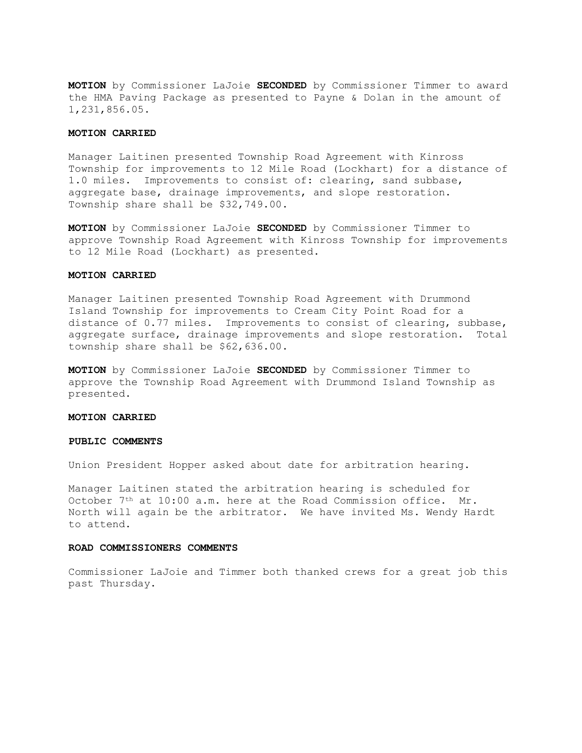**MOTION** by Commissioner LaJoie **SECONDED** by Commissioner Timmer to award the HMA Paving Package as presented to Payne & Dolan in the amount of 1,231,856.05.

**MOTION CARRIED**

Manager Laitinen presented Township Road Agreement with Kinross Township for improvements to 12 Mile Road (Lockhart) for a distance of 1.0 miles. Improvements to consist of: clearing, sand subbase, aggregate base, drainage improvements, and slope restoration. Township share shall be $32,749.00.

**MOTION** by Commissioner LaJoie **SECONDED** by Commissioner Timmer to approve Township Road Agreement with Kinross Township for improvements to 12 Mile Road (Lockhart) as presented.

**MOTION CARRIED**

Manager Laitinen presented Township Road Agreement with Drummond Island Township for improvements to Cream City Point Road for a distance of 0.77 miles. Improvements to consist of clearing, subbase, aggregate surface, drainage improvements and slope restoration. Total township share shall be $62,636.00.

**MOTION** by Commissioner LaJoie **SECONDED** by Commissioner Timmer to approve the Township Road Agreement with Drummond Island Township as presented.

**MOTION CARRIED**

**PUBLIC COMMENTS**

Union President Hopper asked about date for arbitration hearing.

Manager Laitinen stated the arbitration hearing is scheduled for October 7th at 10:00 a.m. here at the Road Commission office. Mr. North will again be the arbitrator. We have invited Ms. Wendy Hardt to attend.

**ROAD COMMISSIONERS COMMENTS**

Commissioner LaJoie and Timmer both thanked crews for a great job this past Thursday.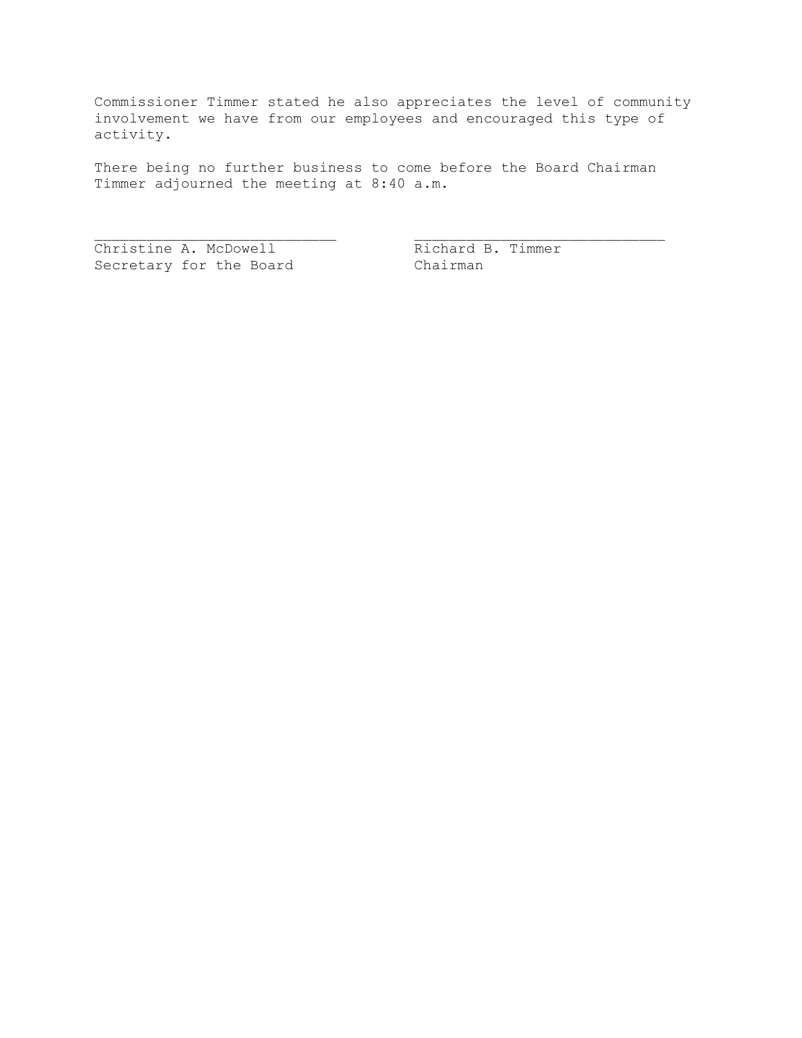Commissioner Timmer stated he also appreciates the level of community involvement we have from our employees and encouraged this type of activity.

There being no further business to come before the Board Chairman Timmer adjourned the meeting at 8:40 a.m.

| | |
|---|---|
| ____________________________ | ____________________________ |
| Christine A. McDowell | Richard B. Timmer |
| Secretary for the Board | Chairman |